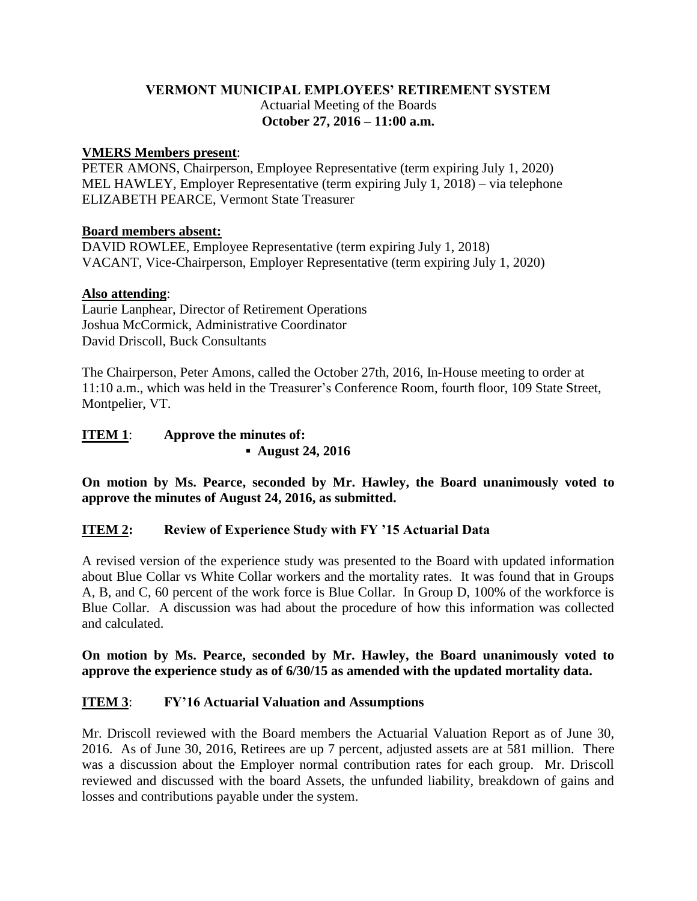# VERMONT MUNICIPAL EMPLOYEES' RETIREMENT SYSTEM

Actuarial Meeting of the Boards

**October 27, 2016 – 11:00 a.m.**

**VMERS Members present**:

PETER AMONS, Chairperson, Employee Representative (term expiring July 1, 2020)
MEL HAWLEY, Employer Representative (term expiring July 1, 2018) – via telephone
ELIZABETH PEARCE, Vermont State Treasurer

**Board members absent:**

DAVID ROWLEE, Employee Representative (term expiring July 1, 2018)
VACANT, Vice-Chairperson, Employer Representative (term expiring July 1, 2020)

**Also attending**:

Laurie Lanphear, Director of Retirement Operations
Joshua McCormick, Administrative Coordinator
David Driscoll, Buck Consultants

The Chairperson, Peter Amons, called the October 27th, 2016, In-House meeting to order at 11:10 a.m., which was held in the Treasurer's Conference Room, fourth floor, 109 State Street, Montpelier, VT.

**ITEM 1**: **Approve the minutes of:**

- **August 24, 2016**

**On motion by Ms. Pearce, seconded by Mr. Hawley, the Board unanimously voted to approve the minutes of August 24, 2016, as submitted.**

**ITEM 2: Review of Experience Study with FY '15 Actuarial Data**

A revised version of the experience study was presented to the Board with updated information about Blue Collar vs White Collar workers and the mortality rates. It was found that in Groups A, B, and C, 60 percent of the work force is Blue Collar. In Group D, 100% of the workforce is Blue Collar. A discussion was had about the procedure of how this information was collected and calculated.

**On motion by Ms. Pearce, seconded by Mr. Hawley, the Board unanimously voted to approve the experience study as of 6/30/15 as amended with the updated mortality data.**

**ITEM 3**: **FY'16 Actuarial Valuation and Assumptions**

Mr. Driscoll reviewed with the Board members the Actuarial Valuation Report as of June 30, 2016. As of June 30, 2016, Retirees are up 7 percent, adjusted assets are at 581 million. There was a discussion about the Employer normal contribution rates for each group. Mr. Driscoll reviewed and discussed with the board Assets, the unfunded liability, breakdown of gains and losses and contributions payable under the system.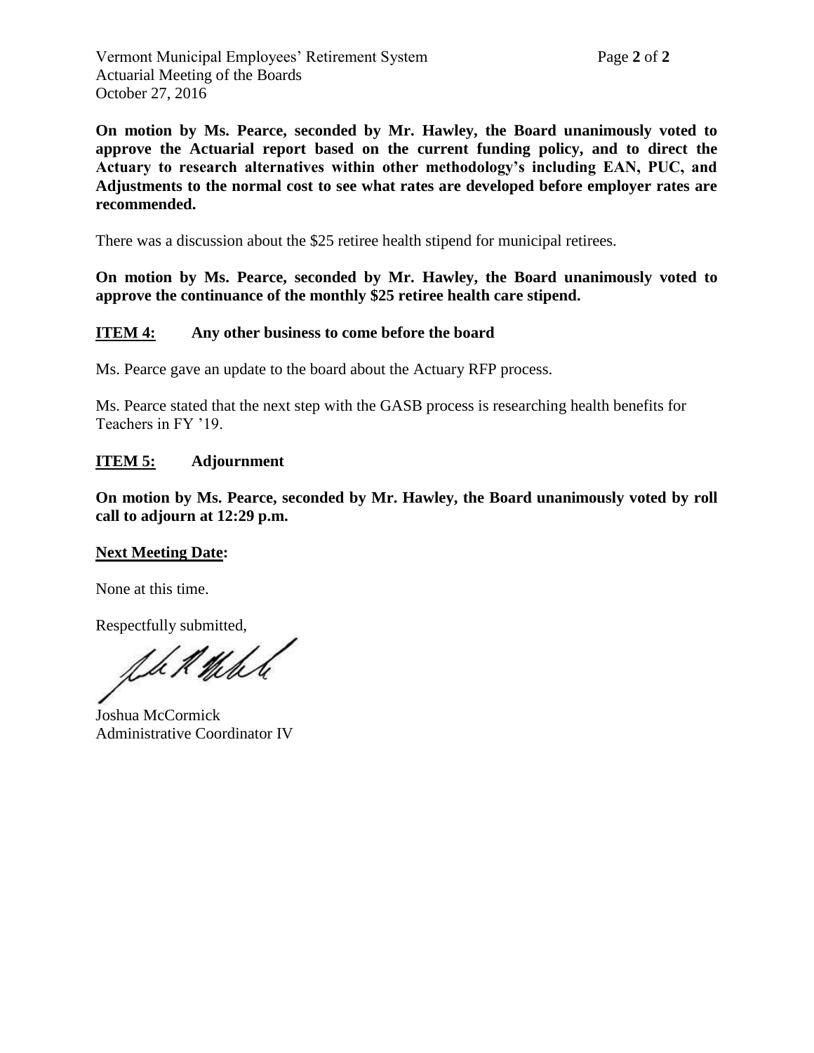**On motion by Ms. Pearce, seconded by Mr. Hawley, the Board unanimously voted to approve the Actuarial report based on the current funding policy, and to direct the Actuary to research alternatives within other methodology's including EAN, PUC, and Adjustments to the normal cost to see what rates are developed before employer rates are recommended.**

There was a discussion about the $25 retiree health stipend for municipal retirees.

**On motion by Ms. Pearce, seconded by Mr. Hawley, the Board unanimously voted to approve the continuance of the monthly $25 retiree health care stipend.**

**ITEM 4: Any other business to come before the board**

Ms. Pearce gave an update to the board about the Actuary RFP process.

Ms. Pearce stated that the next step with the GASB process is researching health benefits for Teachers in FY '19.

**ITEM 5: Adjournment**

**On motion by Ms. Pearce, seconded by Mr. Hawley, the Board unanimously voted by roll call to adjourn at 12:29 p.m.**

**Next Meeting Date:**

None at this time.

Respectfully submitted,

Joshua McCormick
Administrative Coordinator IV